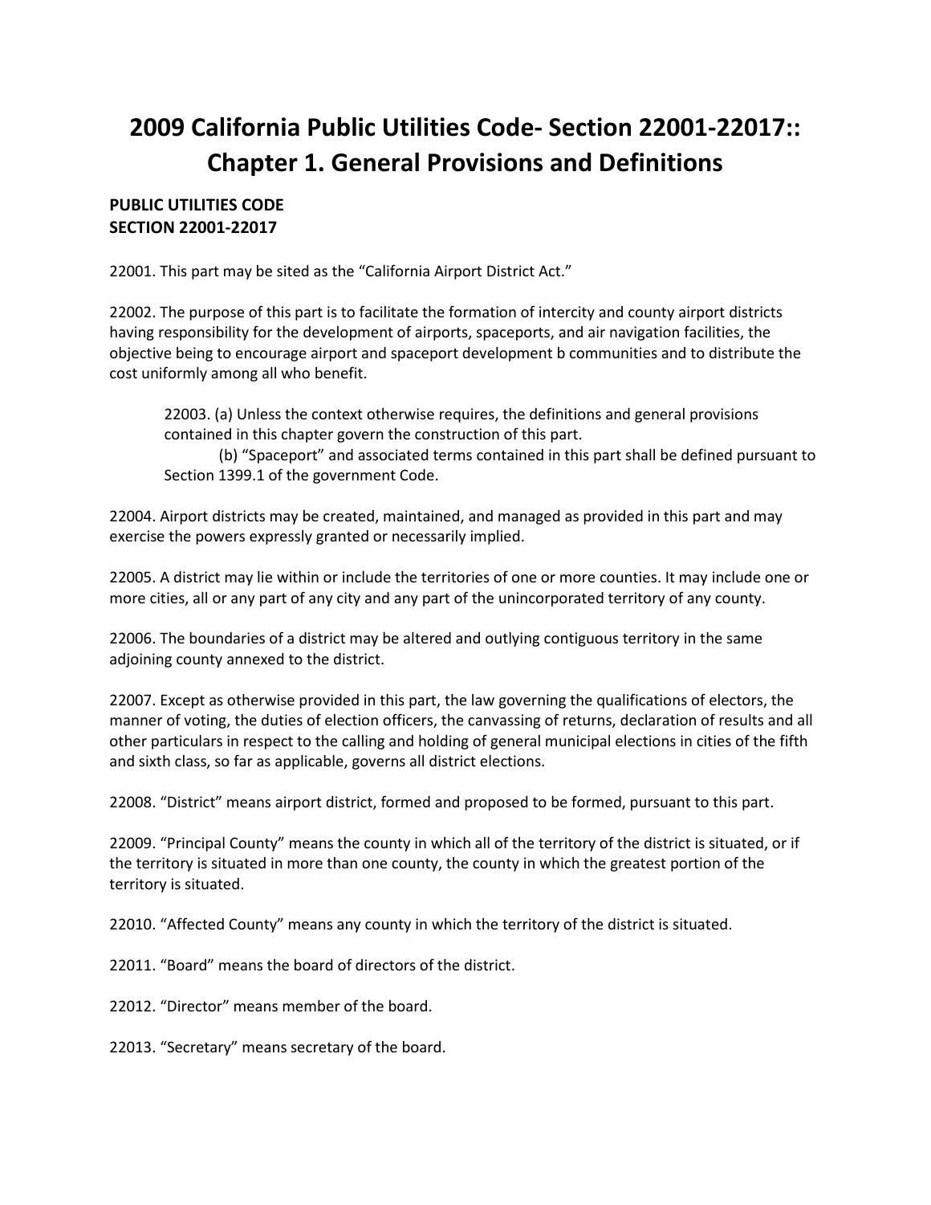# 2009 California Public Utilities Code- Section 22001-22017:: Chapter 1. General Provisions and Definitions

**PUBLIC UTILITIES CODE**
**SECTION 22001-22017**

22001. This part may be sited as the "California Airport District Act."

22002. The purpose of this part is to facilitate the formation of intercity and county airport districts having responsibility for the development of airports, spaceports, and air navigation facilities, the objective being to encourage airport and spaceport development b communities and to distribute the cost uniformly among all who benefit.

22003. (a) Unless the context otherwise requires, the definitions and general provisions contained in this chapter govern the construction of this part.

(b) "Spaceport" and associated terms contained in this part shall be defined pursuant to Section 1399.1 of the government Code.

22004. Airport districts may be created, maintained, and managed as provided in this part and may exercise the powers expressly granted or necessarily implied.

22005. A district may lie within or include the territories of one or more counties. It may include one or more cities, all or any part of any city and any part of the unincorporated territory of any county.

22006. The boundaries of a district may be altered and outlying contiguous territory in the same adjoining county annexed to the district.

22007. Except as otherwise provided in this part, the law governing the qualifications of electors, the manner of voting, the duties of election officers, the canvassing of returns, declaration of results and all other particulars in respect to the calling and holding of general municipal elections in cities of the fifth and sixth class, so far as applicable, governs all district elections.

22008. "District" means airport district, formed and proposed to be formed, pursuant to this part.

22009. "Principal County" means the county in which all of the territory of the district is situated, or if the territory is situated in more than one county, the county in which the greatest portion of the territory is situated.

22010. "Affected County" means any county in which the territory of the district is situated.

22011. "Board" means the board of directors of the district.

22012. "Director" means member of the board.

22013. "Secretary" means secretary of the board.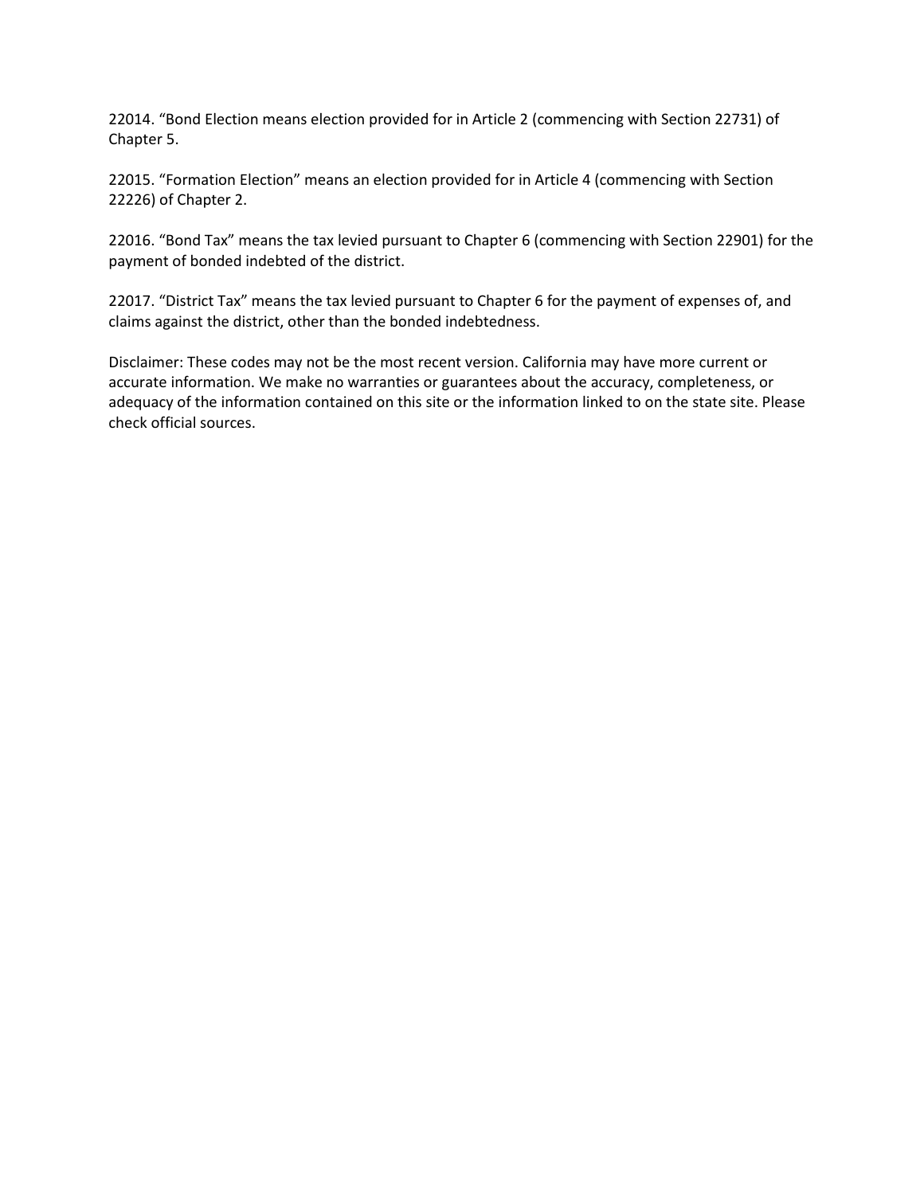22014. “Bond Election means election provided for in Article 2 (commencing with Section 22731) of Chapter 5.

22015. “Formation Election” means an election provided for in Article 4 (commencing with Section 22226) of Chapter 2.

22016. “Bond Tax” means the tax levied pursuant to Chapter 6 (commencing with Section 22901) for the payment of bonded indebted of the district.

22017. “District Tax” means the tax levied pursuant to Chapter 6 for the payment of expenses of, and claims against the district, other than the bonded indebtedness.

Disclaimer: These codes may not be the most recent version. California may have more current or accurate information. We make no warranties or guarantees about the accuracy, completeness, or adequacy of the information contained on this site or the information linked to on the state site. Please check official sources.